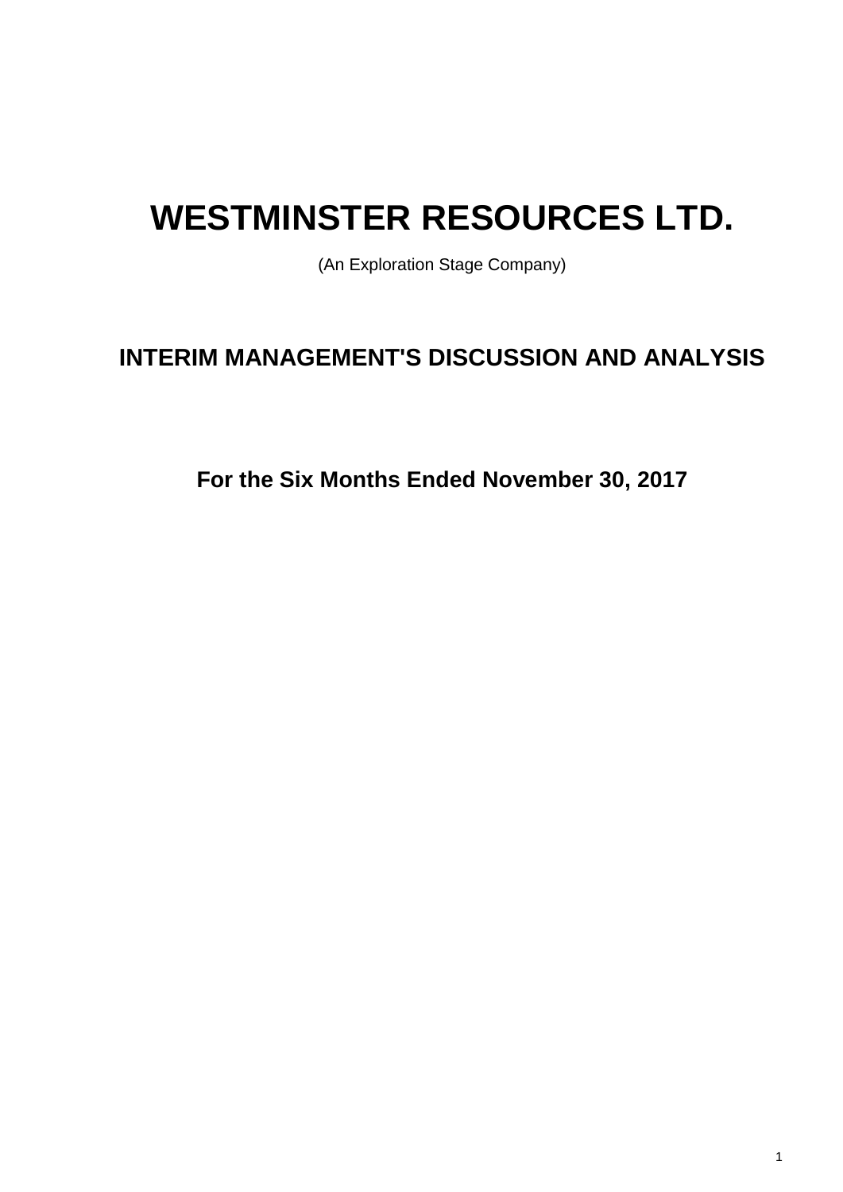# WESTMINSTER RESOURCES LTD.

(An Exploration Stage Company)

## INTERIM MANAGEMENT'S DISCUSSION AND ANALYSIS

### For the Six Months Ended November 30, 2017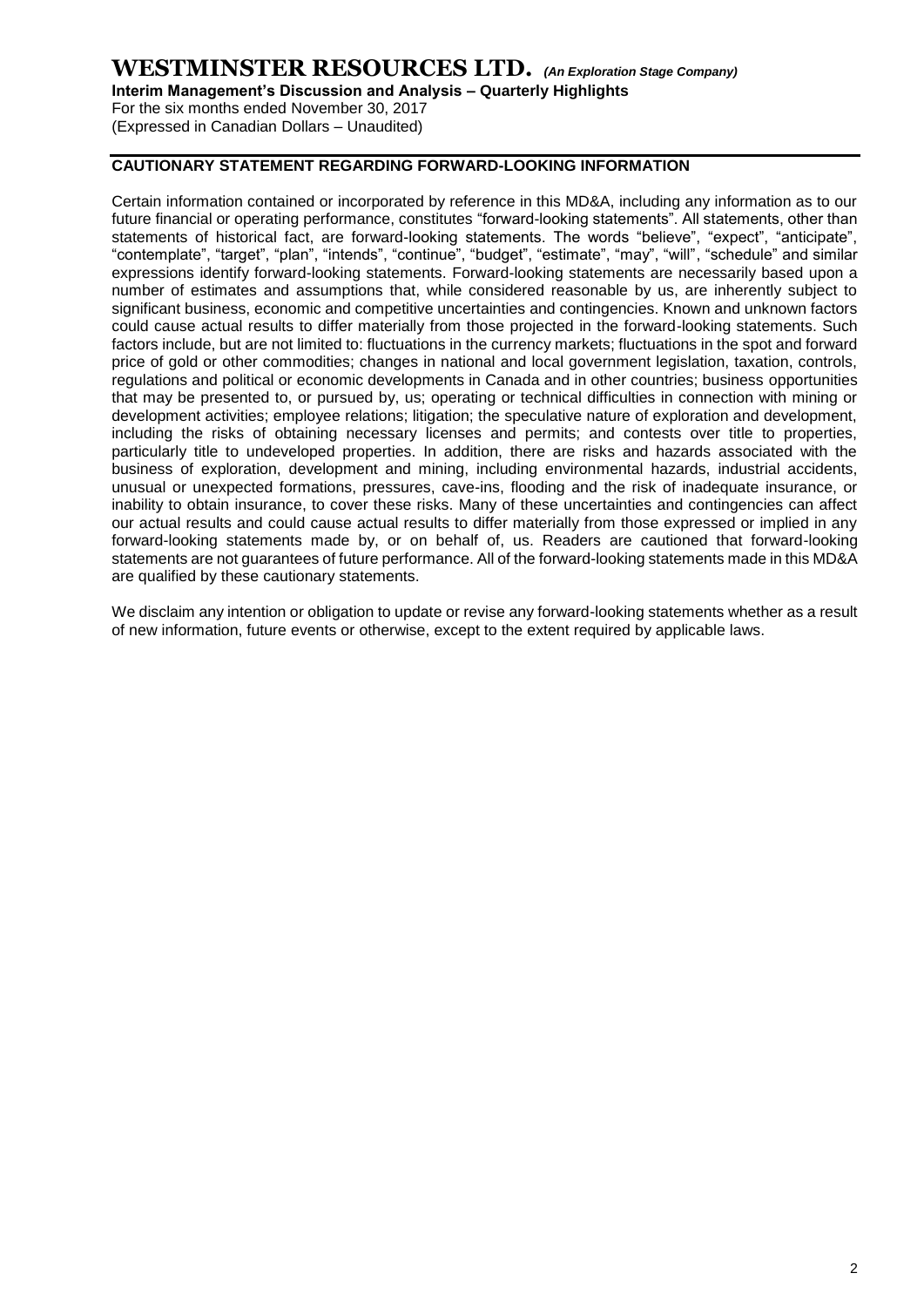## CAUTIONARY STATEMENT REGARDING FORWARD-LOOKING INFORMATION

Certain information contained or incorporated by reference in this MD&A, including any information as to our future financial or operating performance, constitutes "forward-looking statements". All statements, other than statements of historical fact, are forward-looking statements. The words "believe", "expect", "anticipate", "contemplate", "target", "plan", "intends", "continue", "budget", "estimate", "may", "will", "schedule" and similar expressions identify forward-looking statements. Forward-looking statements are necessarily based upon a number of estimates and assumptions that, while considered reasonable by us, are inherently subject to significant business, economic and competitive uncertainties and contingencies. Known and unknown factors could cause actual results to differ materially from those projected in the forward-looking statements. Such factors include, but are not limited to: fluctuations in the currency markets; fluctuations in the spot and forward price of gold or other commodities; changes in national and local government legislation, taxation, controls, regulations and political or economic developments in Canada and in other countries; business opportunities that may be presented to, or pursued by, us; operating or technical difficulties in connection with mining or development activities; employee relations; litigation; the speculative nature of exploration and development, including the risks of obtaining necessary licenses and permits; and contests over title to properties, particularly title to undeveloped properties. In addition, there are risks and hazards associated with the business of exploration, development and mining, including environmental hazards, industrial accidents, unusual or unexpected formations, pressures, cave-ins, flooding and the risk of inadequate insurance, or inability to obtain insurance, to cover these risks. Many of these uncertainties and contingencies can affect our actual results and could cause actual results to differ materially from those expressed or implied in any forward-looking statements made by, or on behalf of, us. Readers are cautioned that forward-looking statements are not guarantees of future performance. All of the forward-looking statements made in this MD&A are qualified by these cautionary statements.

We disclaim any intention or obligation to update or revise any forward-looking statements whether as a result of new information, future events or otherwise, except to the extent required by applicable laws.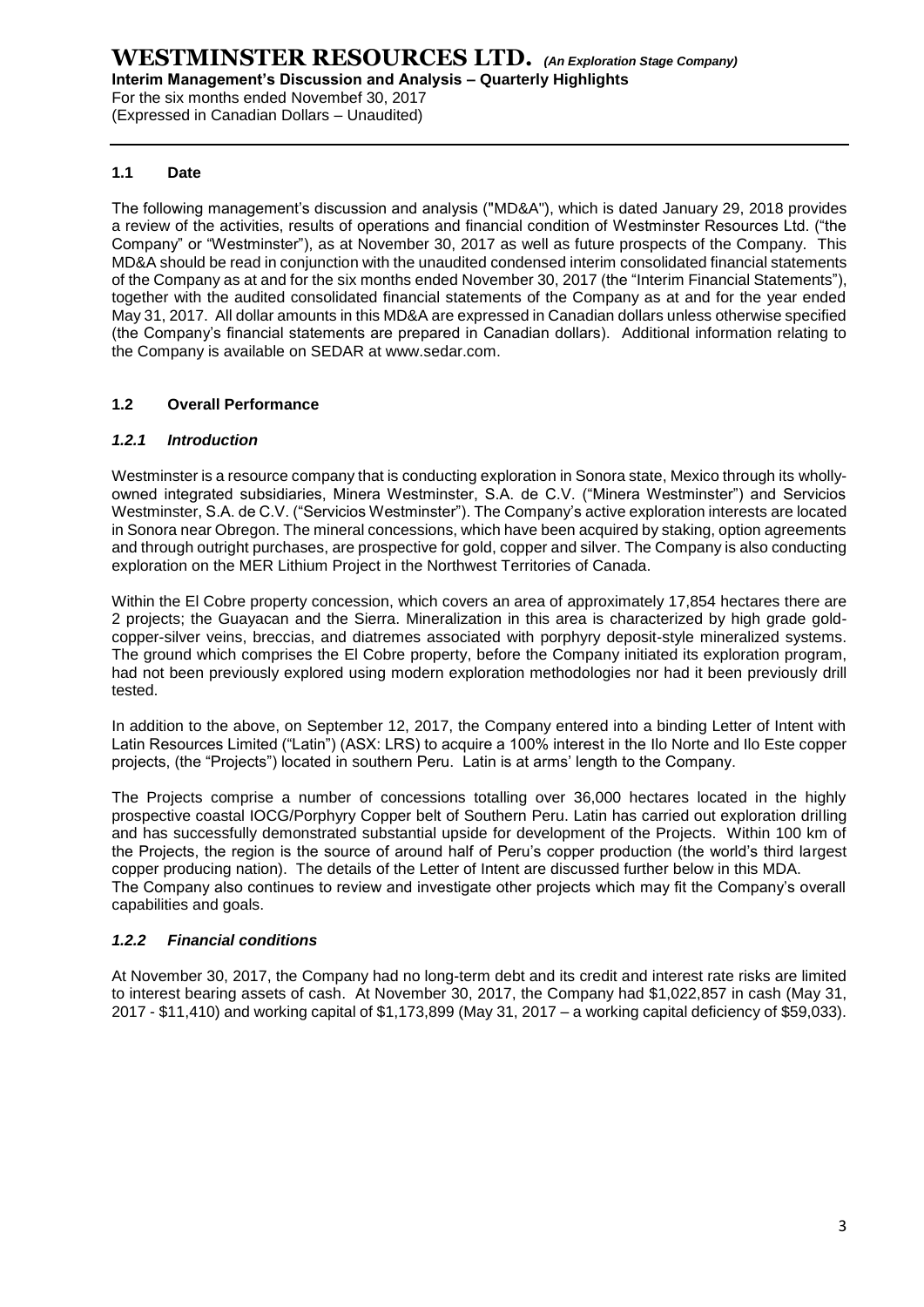## 1.1 Date

The following management's discussion and analysis ("MD&A"), which is dated January 29, 2018 provides a review of the activities, results of operations and financial condition of Westminster Resources Ltd. ("the Company" or "Westminster"), as at November 30, 2017 as well as future prospects of the Company. This MD&A should be read in conjunction with the unaudited condensed interim consolidated financial statements of the Company as at and for the six months ended November 30, 2017 (the "Interim Financial Statements"), together with the audited consolidated financial statements of the Company as at and for the year ended May 31, 2017. All dollar amounts in this MD&A are expressed in Canadian dollars unless otherwise specified (the Company's financial statements are prepared in Canadian dollars). Additional information relating to the Company is available on SEDAR at www.sedar.com.

## 1.2 Overall Performance

### *1.2.1 Introduction*

Westminster is a resource company that is conducting exploration in Sonora state, Mexico through its wholly-owned integrated subsidiaries, Minera Westminster, S.A. de C.V. ("Minera Westminster") and Servicios Westminster, S.A. de C.V. ("Servicios Westminster"). The Company's active exploration interests are located in Sonora near Obregon. The mineral concessions, which have been acquired by staking, option agreements and through outright purchases, are prospective for gold, copper and silver. The Company is also conducting exploration on the MER Lithium Project in the Northwest Territories of Canada.

Within the El Cobre property concession, which covers an area of approximately 17,854 hectares there are 2 projects; the Guayacan and the Sierra. Mineralization in this area is characterized by high grade gold-copper-silver veins, breccias, and diatremes associated with porphyry deposit-style mineralized systems. The ground which comprises the El Cobre property, before the Company initiated its exploration program, had not been previously explored using modern exploration methodologies nor had it been previously drill tested.

In addition to the above, on September 12, 2017, the Company entered into a binding Letter of Intent with Latin Resources Limited ("Latin") (ASX: LRS) to acquire a 100% interest in the Ilo Norte and Ilo Este copper projects, (the "Projects") located in southern Peru. Latin is at arms' length to the Company.

The Projects comprise a number of concessions totalling over 36,000 hectares located in the highly prospective coastal IOCG/Porphyry Copper belt of Southern Peru. Latin has carried out exploration drilling and has successfully demonstrated substantial upside for development of the Projects. Within 100 km of the Projects, the region is the source of around half of Peru's copper production (the world's third largest copper producing nation). The details of the Letter of Intent are discussed further below in this MDA.

The Company also continues to review and investigate other projects which may fit the Company's overall capabilities and goals.

### *1.2.2 Financial conditions*

At November 30, 2017, the Company had no long-term debt and its credit and interest rate risks are limited to interest bearing assets of cash. At November 30, 2017, the Company had $1,022,857 in cash (May 31, 2017 - $11,410) and working capital of $1,173,899 (May 31, 2017 – a working capital deficiency of $59,033).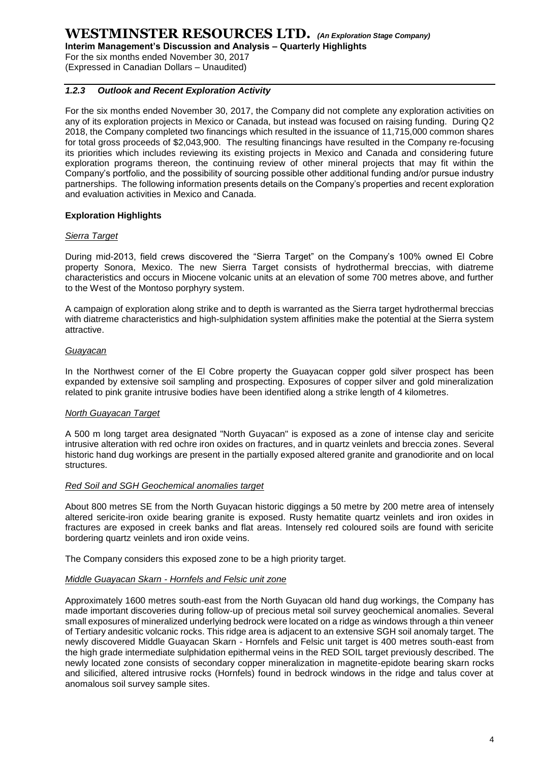### *1.2.3 Outlook and Recent Exploration Activity*

For the six months ended November 30, 2017, the Company did not complete any exploration activities on any of its exploration projects in Mexico or Canada, but instead was focused on raising funding. During Q2 2018, the Company completed two financings which resulted in the issuance of 11,715,000 common shares for total gross proceeds of $2,043,900. The resulting financings have resulted in the Company re-focusing its priorities which includes reviewing its existing projects in Mexico and Canada and considering future exploration programs thereon, the continuing review of other mineral projects that may fit within the Company's portfolio, and the possibility of sourcing possible other additional funding and/or pursue industry partnerships. The following information presents details on the Company's properties and recent exploration and evaluation activities in Mexico and Canada.

**Exploration Highlights**

*Sierra Target*

During mid-2013, field crews discovered the "Sierra Target" on the Company's 100% owned El Cobre property Sonora, Mexico. The new Sierra Target consists of hydrothermal breccias, with diatreme characteristics and occurs in Miocene volcanic units at an elevation of some 700 metres above, and further to the West of the Montoso porphyry system.

A campaign of exploration along strike and to depth is warranted as the Sierra target hydrothermal breccias with diatreme characteristics and high-sulphidation system affinities make the potential at the Sierra system attractive.

*Guayacan*

In the Northwest corner of the El Cobre property the Guayacan copper gold silver prospect has been expanded by extensive soil sampling and prospecting. Exposures of copper silver and gold mineralization related to pink granite intrusive bodies have been identified along a strike length of 4 kilometres.

*North Guayacan Target*

A 500 m long target area designated "North Guyacan" is exposed as a zone of intense clay and sericite intrusive alteration with red ochre iron oxides on fractures, and in quartz veinlets and breccia zones. Several historic hand dug workings are present in the partially exposed altered granite and granodiorite and on local structures.

*Red Soil and SGH Geochemical anomalies target*

About 800 metres SE from the North Guyacan historic diggings a 50 metre by 200 metre area of intensely altered sericite-iron oxide bearing granite is exposed. Rusty hematite quartz veinlets and iron oxides in fractures are exposed in creek banks and flat areas. Intensely red coloured soils are found with sericite bordering quartz veinlets and iron oxide veins.

The Company considers this exposed zone to be a high priority target.

*Middle Guayacan Skarn - Hornfels and Felsic unit zone*

Approximately 1600 metres south-east from the North Guyacan old hand dug workings, the Company has made important discoveries during follow-up of precious metal soil survey geochemical anomalies. Several small exposures of mineralized underlying bedrock were located on a ridge as windows through a thin veneer of Tertiary andesitic volcanic rocks. This ridge area is adjacent to an extensive SGH soil anomaly target. The newly discovered Middle Guayacan Skarn - Hornfels and Felsic unit target is 400 metres south-east from the high grade intermediate sulphidation epithermal veins in the RED SOIL target previously described. The newly located zone consists of secondary copper mineralization in magnetite-epidote bearing skarn rocks and silicified, altered intrusive rocks (Hornfels) found in bedrock windows in the ridge and talus cover at anomalous soil survey sample sites.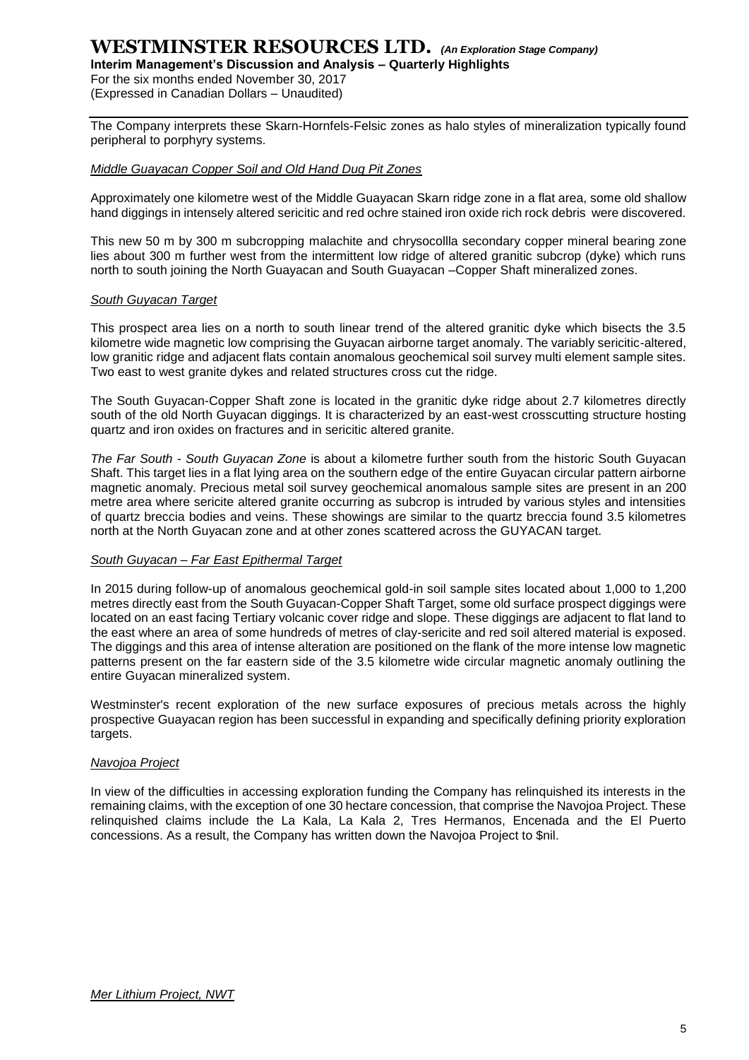The Company interprets these Skarn-Hornfels-Felsic zones as halo styles of mineralization typically found peripheral to porphyry systems.

*Middle Guayacan Copper Soil and Old Hand Dug Pit Zones*

Approximately one kilometre west of the Middle Guayacan Skarn ridge zone in a flat area, some old shallow hand diggings in intensely altered sericitic and red ochre stained iron oxide rich rock debris were discovered.

This new 50 m by 300 m subcropping malachite and chrysocollla secondary copper mineral bearing zone lies about 300 m further west from the intermittent low ridge of altered granitic subcrop (dyke) which runs north to south joining the North Guayacan and South Guayacan –Copper Shaft mineralized zones.

*South Guyacan Target*

This prospect area lies on a north to south linear trend of the altered granitic dyke which bisects the 3.5 kilometre wide magnetic low comprising the Guyacan airborne target anomaly. The variably sericitic-altered, low granitic ridge and adjacent flats contain anomalous geochemical soil survey multi element sample sites. Two east to west granite dykes and related structures cross cut the ridge.

The South Guyacan-Copper Shaft zone is located in the granitic dyke ridge about 2.7 kilometres directly south of the old North Guyacan diggings. It is characterized by an east-west crosscutting structure hosting quartz and iron oxides on fractures and in sericitic altered granite.

*The Far South - South Guyacan Zone* is about a kilometre further south from the historic South Guyacan Shaft. This target lies in a flat lying area on the southern edge of the entire Guyacan circular pattern airborne magnetic anomaly. Precious metal soil survey geochemical anomalous sample sites are present in an 200 metre area where sericite altered granite occurring as subcrop is intruded by various styles and intensities of quartz breccia bodies and veins. These showings are similar to the quartz breccia found 3.5 kilometres north at the North Guyacan zone and at other zones scattered across the GUYACAN target.

*South Guyacan – Far East Epithermal Target*

In 2015 during follow-up of anomalous geochemical gold-in soil sample sites located about 1,000 to 1,200 metres directly east from the South Guyacan-Copper Shaft Target, some old surface prospect diggings were located on an east facing Tertiary volcanic cover ridge and slope. These diggings are adjacent to flat land to the east where an area of some hundreds of metres of clay-sericite and red soil altered material is exposed. The diggings and this area of intense alteration are positioned on the flank of the more intense low magnetic patterns present on the far eastern side of the 3.5 kilometre wide circular magnetic anomaly outlining the entire Guyacan mineralized system.

Westminster's recent exploration of the new surface exposures of precious metals across the highly prospective Guayacan region has been successful in expanding and specifically defining priority exploration targets.

*Navojoa Project*

In view of the difficulties in accessing exploration funding the Company has relinquished its interests in the remaining claims, with the exception of one 30 hectare concession, that comprise the Navojoa Project. These relinquished claims include the La Kala, La Kala 2, Tres Hermanos, Encenada and the El Puerto concessions. As a result, the Company has written down the Navojoa Project to $nil.

*Mer Lithium Project, NWT*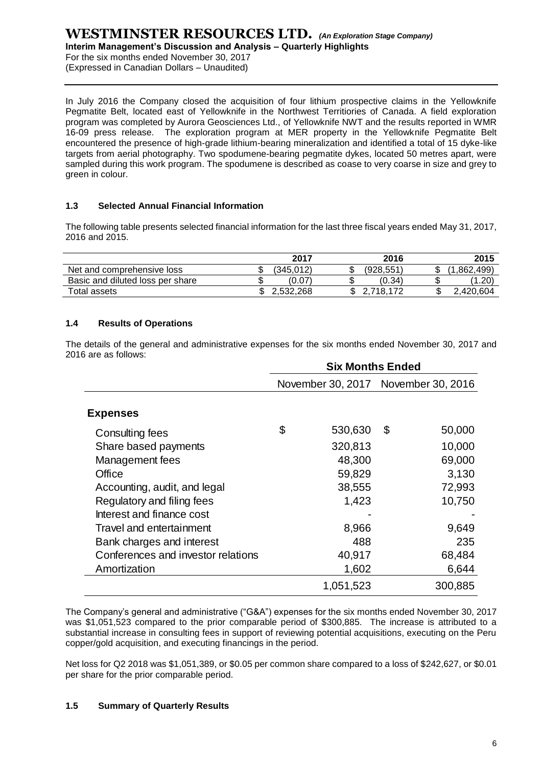In July 2016 the Company closed the acquisition of four lithium prospective claims in the Yellowknife Pegmatite Belt, located east of Yellowknife in the Northwest Territiories of Canada. A field exploration program was completed by Aurora Geosciences Ltd., of Yellowknife NWT and the results reported in WMR 16-09 press release. The exploration program at MER property in the Yellowknife Pegmatite Belt encountered the presence of high-grade lithium-bearing mineralization and identified a total of 15 dyke-like targets from aerial photography. Two spodumene-bearing pegmatite dykes, located 50 metres apart, were sampled during this work program. The spodumene is described as coase to very coarse in size and grey to green in colour.

### 1.3 Selected Annual Financial Information

The following table presents selected financial information for the last three fiscal years ended May 31, 2017, 2016 and 2015.

| | 2017 | 2016 | 2015 |
|---|---|---|---|
| Net and comprehensive loss | $ (345,012) | $ (928,551) | $ (1,862,499) |
| Basic and diluted loss per share | $ (0.07) | $ (0.34) | $ (1.20) |
| Total assets | $ 2,532,268 | $ 2,718,172 | $ 2,420,604 |

### 1.4 Results of Operations

The details of the general and administrative expenses for the six months ended November 30, 2017 and 2016 are as follows:

| | Six Months Ended | |
|---|---|---|
| | November 30, 2017 | November 30, 2016 |
| **Expenses** | | |
| Consulting fees | $ 530,630 | $ 50,000 |
| Share based payments | 320,813 | 10,000 |
| Management fees | 48,300 | 69,000 |
| Office | 59,829 | 3,130 |
| Accounting, audit, and legal | 38,555 | 72,993 |
| Regulatory and filing fees | 1,423 | 10,750 |
| Interest and finance cost | - | - |
| Travel and entertainment | 8,966 | 9,649 |
| Bank charges and interest | 488 | 235 |
| Conferences and investor relations | 40,917 | 68,484 |
| Amortization | 1,602 | 6,644 |
| | 1,051,523 | 300,885 |

The Company's general and administrative ("G&A") expenses for the six months ended November 30, 2017 was $1,051,523 compared to the prior comparable period of $300,885. The increase is attributed to a substantial increase in consulting fees in support of reviewing potential acquisitions, executing on the Peru copper/gold acquisition, and executing financings in the period.

Net loss for Q2 2018 was $1,051,389, or $0.05 per common share compared to a loss of $242,627, or $0.01 per share for the prior comparable period.

### 1.5 Summary of Quarterly Results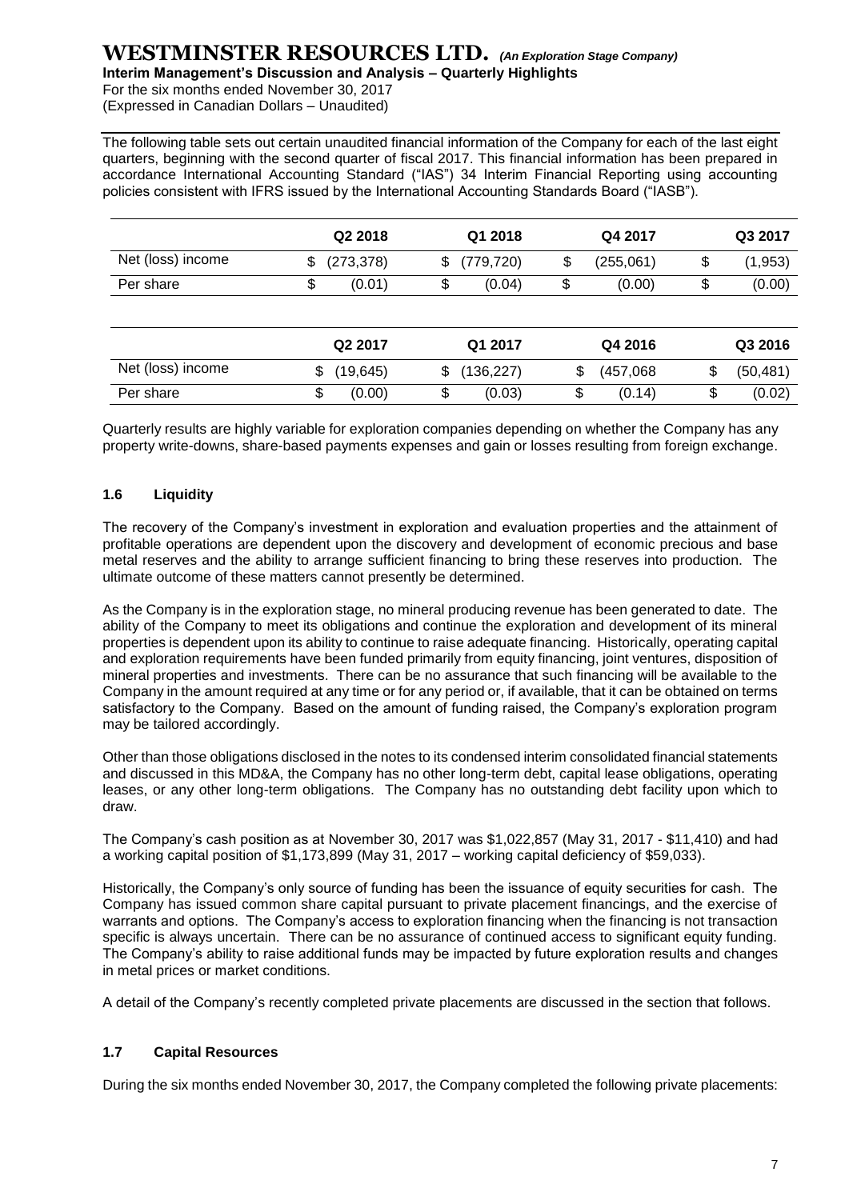The following table sets out certain unaudited financial information of the Company for each of the last eight quarters, beginning with the second quarter of fiscal 2017. This financial information has been prepared in accordance International Accounting Standard ("IAS") 34 Interim Financial Reporting using accounting policies consistent with IFRS issued by the International Accounting Standards Board ("IASB").

| | Q2 2018 | Q1 2018 | Q4 2017 | Q3 2017 |
|---|---|---|---|---|
| Net (loss) income | $ (273,378) | $ (779,720) | $ (255,061) | $ (1,953) |
| Per share | $ (0.01) | $ (0.04) | $ (0.00) | $ (0.00) |

| | Q2 2017 | Q1 2017 | Q4 2016 | Q3 2016 |
|---|---|---|---|---|
| Net (loss) income | $ (19,645) | $ (136,227) | $ (457,068 | $ (50,481) |
| Per share | $ (0.00) | $ (0.03) | $ (0.14) | $ (0.02) |

Quarterly results are highly variable for exploration companies depending on whether the Company has any property write-downs, share-based payments expenses and gain or losses resulting from foreign exchange.

## 1.6 Liquidity

The recovery of the Company's investment in exploration and evaluation properties and the attainment of profitable operations are dependent upon the discovery and development of economic precious and base metal reserves and the ability to arrange sufficient financing to bring these reserves into production. The ultimate outcome of these matters cannot presently be determined.

As the Company is in the exploration stage, no mineral producing revenue has been generated to date. The ability of the Company to meet its obligations and continue the exploration and development of its mineral properties is dependent upon its ability to continue to raise adequate financing. Historically, operating capital and exploration requirements have been funded primarily from equity financing, joint ventures, disposition of mineral properties and investments. There can be no assurance that such financing will be available to the Company in the amount required at any time or for any period or, if available, that it can be obtained on terms satisfactory to the Company. Based on the amount of funding raised, the Company's exploration program may be tailored accordingly.

Other than those obligations disclosed in the notes to its condensed interim consolidated financial statements and discussed in this MD&A, the Company has no other long-term debt, capital lease obligations, operating leases, or any other long-term obligations. The Company has no outstanding debt facility upon which to draw.

The Company's cash position as at November 30, 2017 was $1,022,857 (May 31, 2017 - $11,410) and had a working capital position of $1,173,899 (May 31, 2017 – working capital deficiency of $59,033).

Historically, the Company's only source of funding has been the issuance of equity securities for cash. The Company has issued common share capital pursuant to private placement financings, and the exercise of warrants and options. The Company's access to exploration financing when the financing is not transaction specific is always uncertain. There can be no assurance of continued access to significant equity funding. The Company's ability to raise additional funds may be impacted by future exploration results and changes in metal prices or market conditions.

A detail of the Company's recently completed private placements are discussed in the section that follows.

## 1.7 Capital Resources

During the six months ended November 30, 2017, the Company completed the following private placements: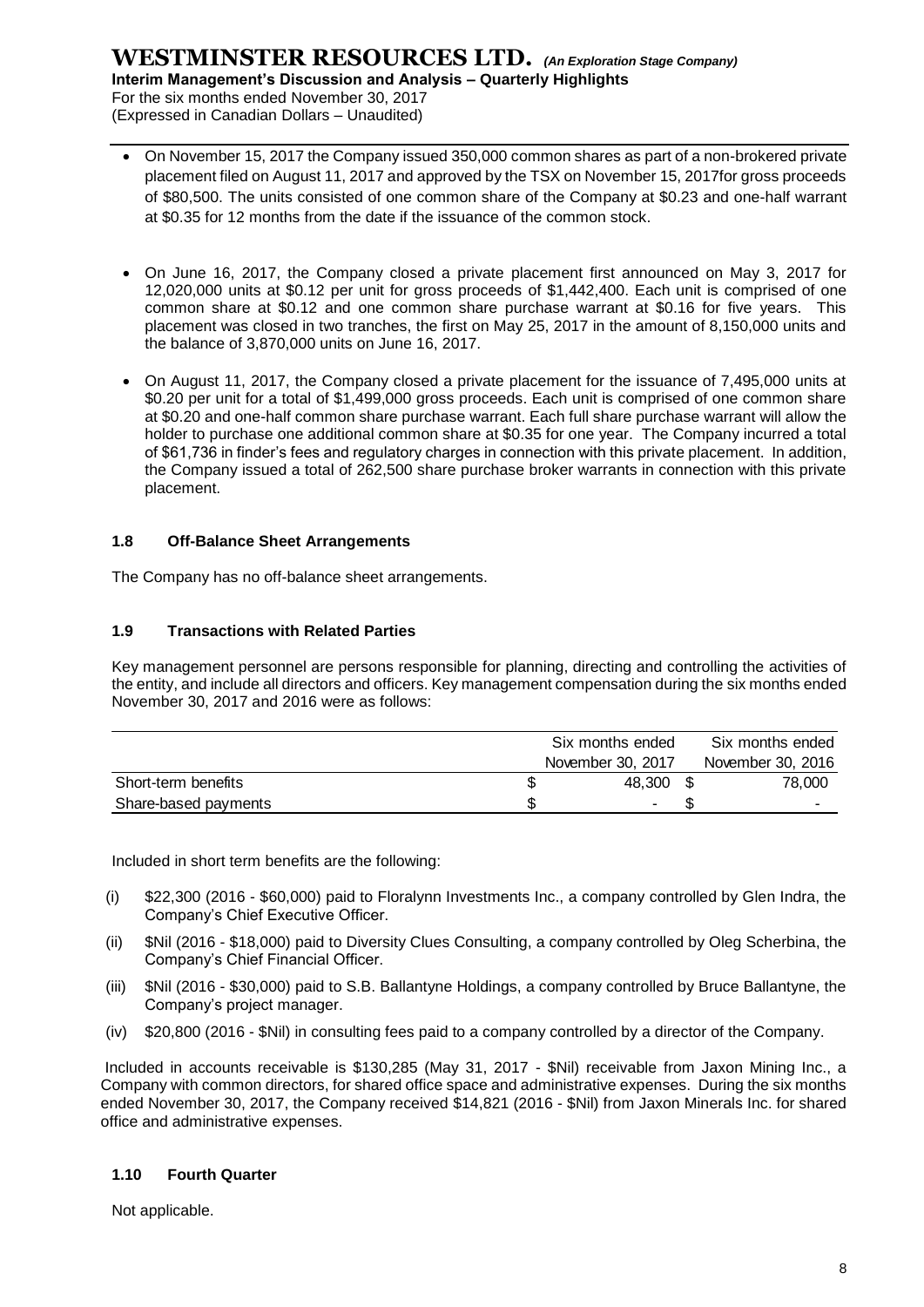- On November 15, 2017 the Company issued 350,000 common shares as part of a non-brokered private placement filed on August 11, 2017 and approved by the TSX on November 15, 2017for gross proceeds of $80,500. The units consisted of one common share of the Company at $0.23 and one-half warrant at $0.35 for 12 months from the date if the issuance of the common stock.

- On June 16, 2017, the Company closed a private placement first announced on May 3, 2017 for 12,020,000 units at $0.12 per unit for gross proceeds of $1,442,400. Each unit is comprised of one common share at $0.12 and one common share purchase warrant at $0.16 for five years. This placement was closed in two tranches, the first on May 25, 2017 in the amount of 8,150,000 units and the balance of 3,870,000 units on June 16, 2017.

- On August 11, 2017, the Company closed a private placement for the issuance of 7,495,000 units at $0.20 per unit for a total of $1,499,000 gross proceeds. Each unit is comprised of one common share at $0.20 and one-half common share purchase warrant. Each full share purchase warrant will allow the holder to purchase one additional common share at $0.35 for one year. The Company incurred a total of $61,736 in finder's fees and regulatory charges in connection with this private placement. In addition, the Company issued a total of 262,500 share purchase broker warrants in connection with this private placement.

### 1.8 Off-Balance Sheet Arrangements

The Company has no off-balance sheet arrangements.

### 1.9 Transactions with Related Parties

Key management personnel are persons responsible for planning, directing and controlling the activities of the entity, and include all directors and officers. Key management compensation during the six months ended November 30, 2017 and 2016 were as follows:

| | Six months ended November 30, 2017 | Six months ended November 30, 2016 |
|---|---|---|
| Short-term benefits | $ 48,300 | $ 78,000 |
| Share-based payments | $ - | $ - |

Included in short term benefits are the following:

(i) $22,300 (2016 - $60,000) paid to Floralynn Investments Inc., a company controlled by Glen Indra, the Company's Chief Executive Officer.

(ii) $Nil (2016 - $18,000) paid to Diversity Clues Consulting, a company controlled by Oleg Scherbina, the Company's Chief Financial Officer.

(iii) $Nil (2016 - $30,000) paid to S.B. Ballantyne Holdings, a company controlled by Bruce Ballantyne, the Company's project manager.

(iv) $20,800 (2016 - $Nil) in consulting fees paid to a company controlled by a director of the Company.

Included in accounts receivable is $130,285 (May 31, 2017 - $Nil) receivable from Jaxon Mining Inc., a Company with common directors, for shared office space and administrative expenses. During the six months ended November 30, 2017, the Company received $14,821 (2016 - $Nil) from Jaxon Minerals Inc. for shared office and administrative expenses.

### 1.10 Fourth Quarter

Not applicable.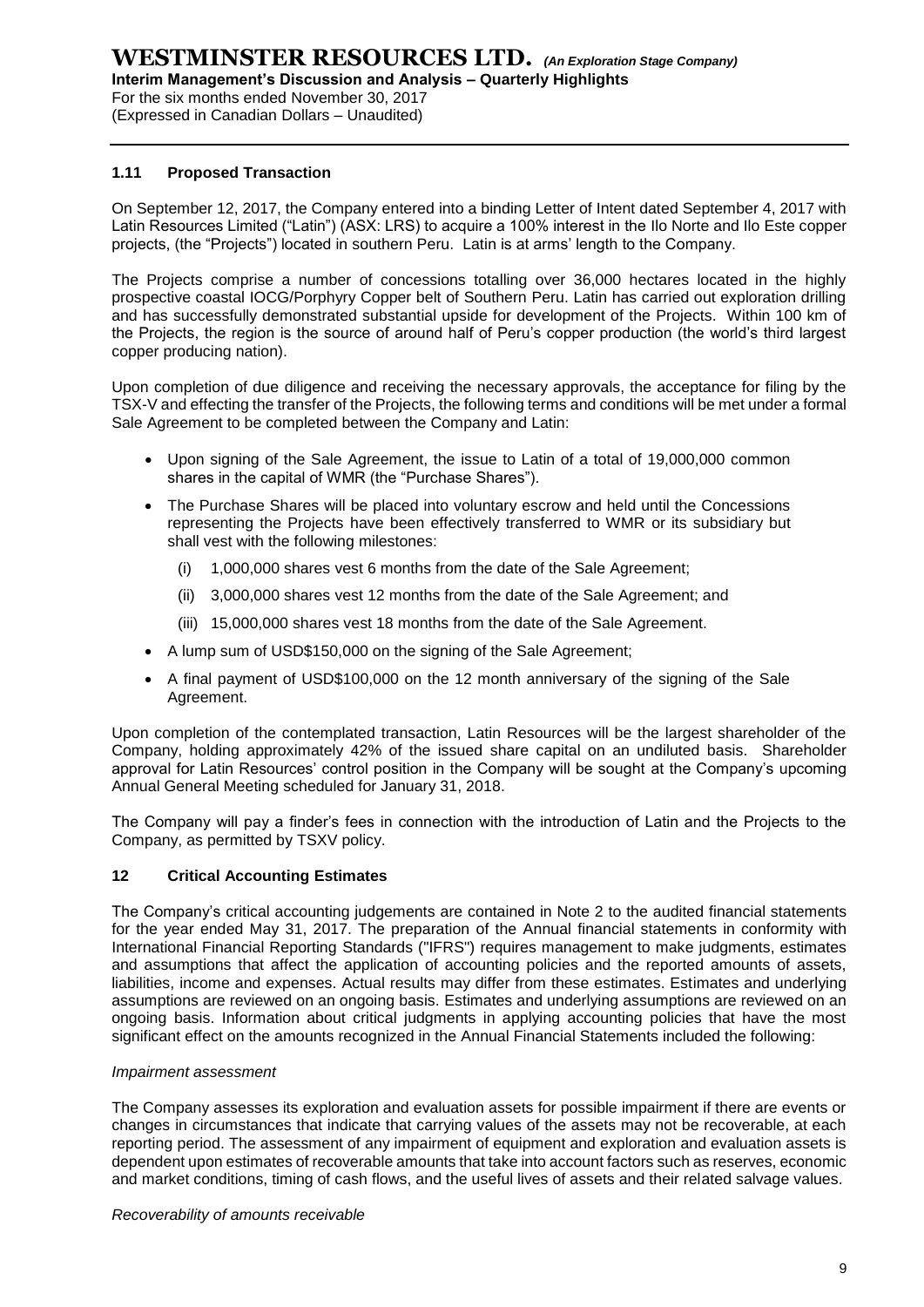## 1.11 Proposed Transaction

On September 12, 2017, the Company entered into a binding Letter of Intent dated September 4, 2017 with Latin Resources Limited ("Latin") (ASX: LRS) to acquire a 100% interest in the Ilo Norte and Ilo Este copper projects, (the "Projects") located in southern Peru. Latin is at arms' length to the Company.

The Projects comprise a number of concessions totalling over 36,000 hectares located in the highly prospective coastal IOCG/Porphyry Copper belt of Southern Peru. Latin has carried out exploration drilling and has successfully demonstrated substantial upside for development of the Projects. Within 100 km of the Projects, the region is the source of around half of Peru's copper production (the world's third largest copper producing nation).

Upon completion of due diligence and receiving the necessary approvals, the acceptance for filing by the TSX-V and effecting the transfer of the Projects, the following terms and conditions will be met under a formal Sale Agreement to be completed between the Company and Latin:

- Upon signing of the Sale Agreement, the issue to Latin of a total of 19,000,000 common shares in the capital of WMR (the "Purchase Shares").
- The Purchase Shares will be placed into voluntary escrow and held until the Concessions representing the Projects have been effectively transferred to WMR or its subsidiary but shall vest with the following milestones:
  - (i) 1,000,000 shares vest 6 months from the date of the Sale Agreement;
  - (ii) 3,000,000 shares vest 12 months from the date of the Sale Agreement; and
  - (iii) 15,000,000 shares vest 18 months from the date of the Sale Agreement.
- A lump sum of USD$150,000 on the signing of the Sale Agreement;
- A final payment of USD$100,000 on the 12 month anniversary of the signing of the Sale Agreement.

Upon completion of the contemplated transaction, Latin Resources will be the largest shareholder of the Company, holding approximately 42% of the issued share capital on an undiluted basis. Shareholder approval for Latin Resources' control position in the Company will be sought at the Company's upcoming Annual General Meeting scheduled for January 31, 2018.

The Company will pay a finder's fees in connection with the introduction of Latin and the Projects to the Company, as permitted by TSXV policy.

## 12 Critical Accounting Estimates

The Company's critical accounting judgements are contained in Note 2 to the audited financial statements for the year ended May 31, 2017. The preparation of the Annual financial statements in conformity with International Financial Reporting Standards ("IFRS") requires management to make judgments, estimates and assumptions that affect the application of accounting policies and the reported amounts of assets, liabilities, income and expenses. Actual results may differ from these estimates. Estimates and underlying assumptions are reviewed on an ongoing basis. Estimates and underlying assumptions are reviewed on an ongoing basis. Information about critical judgments in applying accounting policies that have the most significant effect on the amounts recognized in the Annual Financial Statements included the following:

*Impairment assessment*

The Company assesses its exploration and evaluation assets for possible impairment if there are events or changes in circumstances that indicate that carrying values of the assets may not be recoverable, at each reporting period. The assessment of any impairment of equipment and exploration and evaluation assets is dependent upon estimates of recoverable amounts that take into account factors such as reserves, economic and market conditions, timing of cash flows, and the useful lives of assets and their related salvage values.

*Recoverability of amounts receivable*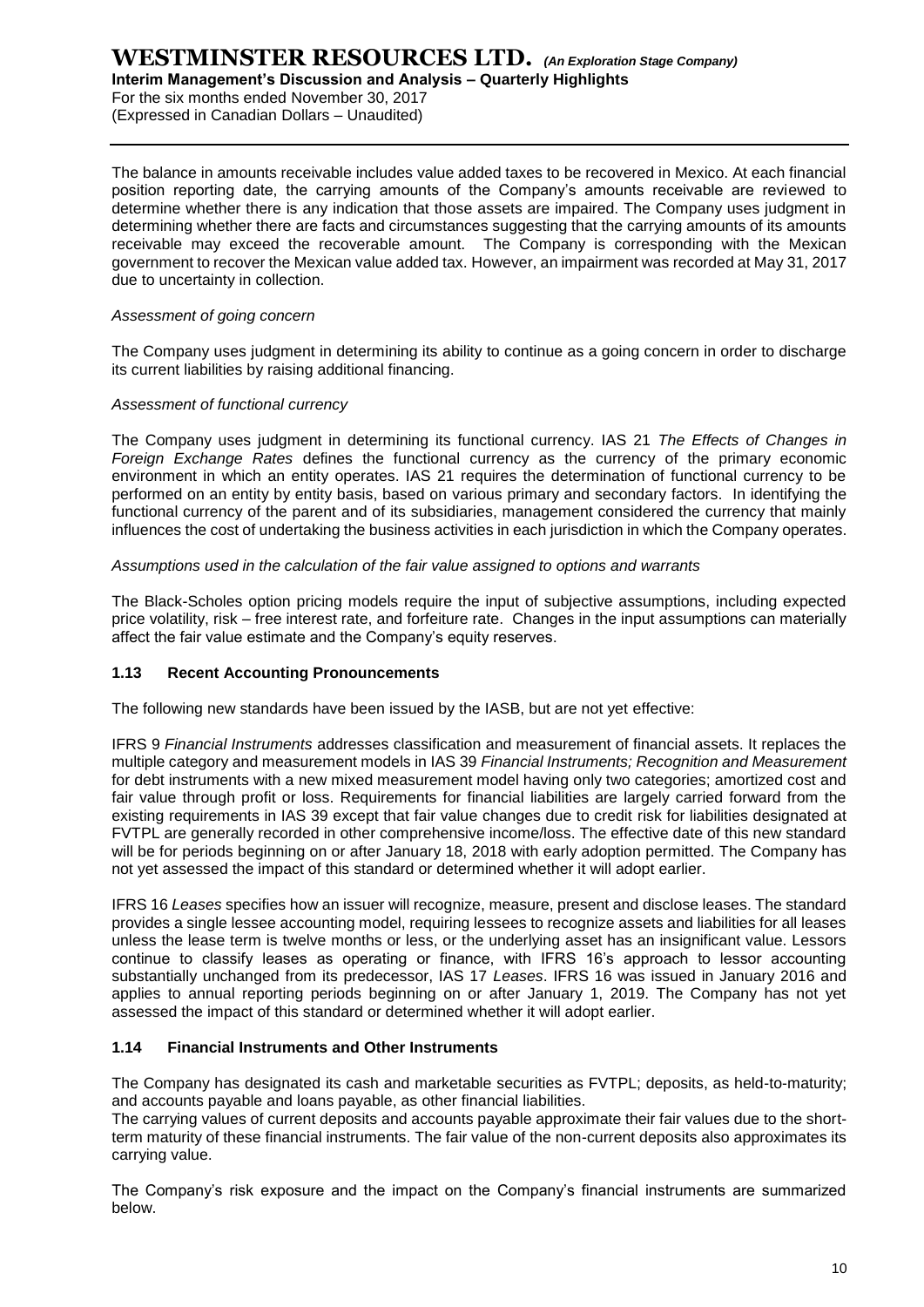The balance in amounts receivable includes value added taxes to be recovered in Mexico. At each financial position reporting date, the carrying amounts of the Company's amounts receivable are reviewed to determine whether there is any indication that those assets are impaired. The Company uses judgment in determining whether there are facts and circumstances suggesting that the carrying amounts of its amounts receivable may exceed the recoverable amount. The Company is corresponding with the Mexican government to recover the Mexican value added tax. However, an impairment was recorded at May 31, 2017 due to uncertainty in collection.

*Assessment of going concern*

The Company uses judgment in determining its ability to continue as a going concern in order to discharge its current liabilities by raising additional financing.

*Assessment of functional currency*

The Company uses judgment in determining its functional currency. IAS 21 *The Effects of Changes in Foreign Exchange Rates* defines the functional currency as the currency of the primary economic environment in which an entity operates. IAS 21 requires the determination of functional currency to be performed on an entity by entity basis, based on various primary and secondary factors. In identifying the functional currency of the parent and of its subsidiaries, management considered the currency that mainly influences the cost of undertaking the business activities in each jurisdiction in which the Company operates.

*Assumptions used in the calculation of the fair value assigned to options and warrants*

The Black-Scholes option pricing models require the input of subjective assumptions, including expected price volatility, risk – free interest rate, and forfeiture rate. Changes in the input assumptions can materially affect the fair value estimate and the Company's equity reserves.

### 1.13 Recent Accounting Pronouncements

The following new standards have been issued by the IASB, but are not yet effective:

IFRS 9 *Financial Instruments* addresses classification and measurement of financial assets. It replaces the multiple category and measurement models in IAS 39 *Financial Instruments; Recognition and Measurement* for debt instruments with a new mixed measurement model having only two categories; amortized cost and fair value through profit or loss. Requirements for financial liabilities are largely carried forward from the existing requirements in IAS 39 except that fair value changes due to credit risk for liabilities designated at FVTPL are generally recorded in other comprehensive income/loss. The effective date of this new standard will be for periods beginning on or after January 18, 2018 with early adoption permitted. The Company has not yet assessed the impact of this standard or determined whether it will adopt earlier.

IFRS 16 *Leases* specifies how an issuer will recognize, measure, present and disclose leases. The standard provides a single lessee accounting model, requiring lessees to recognize assets and liabilities for all leases unless the lease term is twelve months or less, or the underlying asset has an insignificant value. Lessors continue to classify leases as operating or finance, with IFRS 16's approach to lessor accounting substantially unchanged from its predecessor, IAS 17 *Leases*. IFRS 16 was issued in January 2016 and applies to annual reporting periods beginning on or after January 1, 2019. The Company has not yet assessed the impact of this standard or determined whether it will adopt earlier.

### 1.14 Financial Instruments and Other Instruments

The Company has designated its cash and marketable securities as FVTPL; deposits, as held-to-maturity; and accounts payable and loans payable, as other financial liabilities.
The carrying values of current deposits and accounts payable approximate their fair values due to the short-term maturity of these financial instruments. The fair value of the non-current deposits also approximates its carrying value.

The Company's risk exposure and the impact on the Company's financial instruments are summarized below.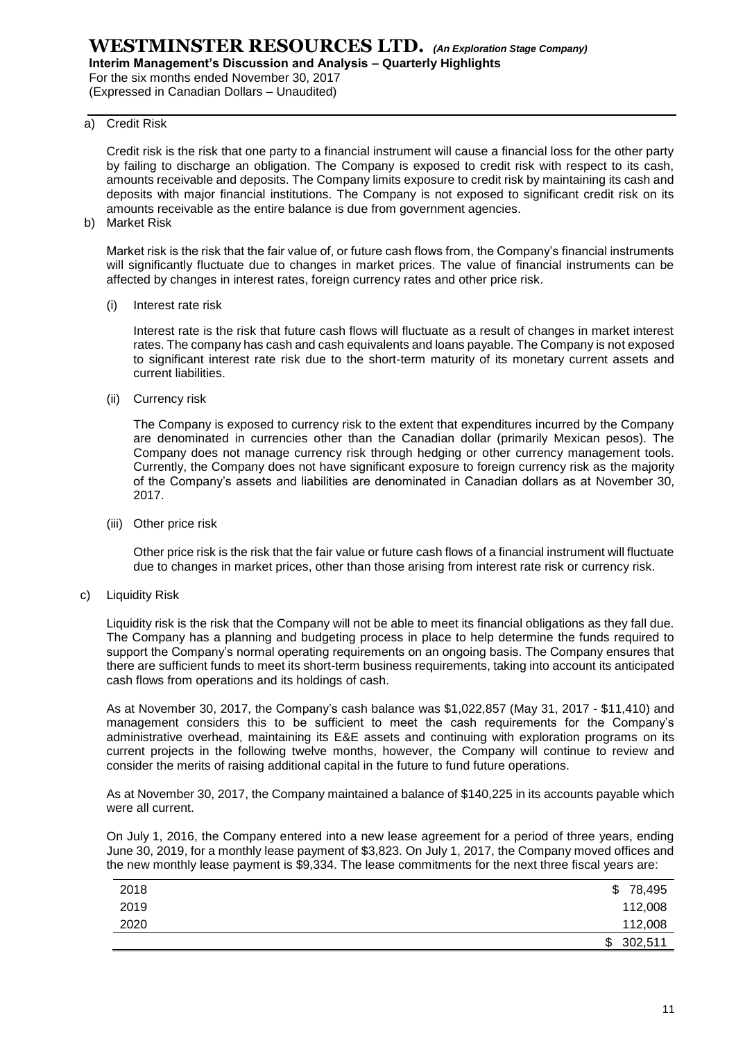a) Credit Risk

Credit risk is the risk that one party to a financial instrument will cause a financial loss for the other party by failing to discharge an obligation. The Company is exposed to credit risk with respect to its cash, amounts receivable and deposits. The Company limits exposure to credit risk by maintaining its cash and deposits with major financial institutions. The Company is not exposed to significant credit risk on its amounts receivable as the entire balance is due from government agencies.

b) Market Risk

Market risk is the risk that the fair value of, or future cash flows from, the Company's financial instruments will significantly fluctuate due to changes in market prices. The value of financial instruments can be affected by changes in interest rates, foreign currency rates and other price risk.

(i) Interest rate risk

Interest rate is the risk that future cash flows will fluctuate as a result of changes in market interest rates. The company has cash and cash equivalents and loans payable. The Company is not exposed to significant interest rate risk due to the short-term maturity of its monetary current assets and current liabilities.

(ii) Currency risk

The Company is exposed to currency risk to the extent that expenditures incurred by the Company are denominated in currencies other than the Canadian dollar (primarily Mexican pesos). The Company does not manage currency risk through hedging or other currency management tools. Currently, the Company does not have significant exposure to foreign currency risk as the majority of the Company's assets and liabilities are denominated in Canadian dollars as at November 30, 2017.

(iii) Other price risk

Other price risk is the risk that the fair value or future cash flows of a financial instrument will fluctuate due to changes in market prices, other than those arising from interest rate risk or currency risk.

c) Liquidity Risk

Liquidity risk is the risk that the Company will not be able to meet its financial obligations as they fall due. The Company has a planning and budgeting process in place to help determine the funds required to support the Company's normal operating requirements on an ongoing basis. The Company ensures that there are sufficient funds to meet its short-term business requirements, taking into account its anticipated cash flows from operations and its holdings of cash.

As at November 30, 2017, the Company's cash balance was $1,022,857 (May 31, 2017 - $11,410) and management considers this to be sufficient to meet the cash requirements for the Company's administrative overhead, maintaining its E&E assets and continuing with exploration programs on its current projects in the following twelve months, however, the Company will continue to review and consider the merits of raising additional capital in the future to fund future operations.

As at November 30, 2017, the Company maintained a balance of $140,225 in its accounts payable which were all current.

On July 1, 2016, the Company entered into a new lease agreement for a period of three years, ending June 30, 2019, for a monthly lease payment of $3,823. On July 1, 2017, the Company moved offices and the new monthly lease payment is $9,334. The lease commitments for the next three fiscal years are:

| | |
|---|---|
| 2018 | $ 78,495 |
| 2019 | 112,008 |
| 2020 | 112,008 |
| | $ 302,511 |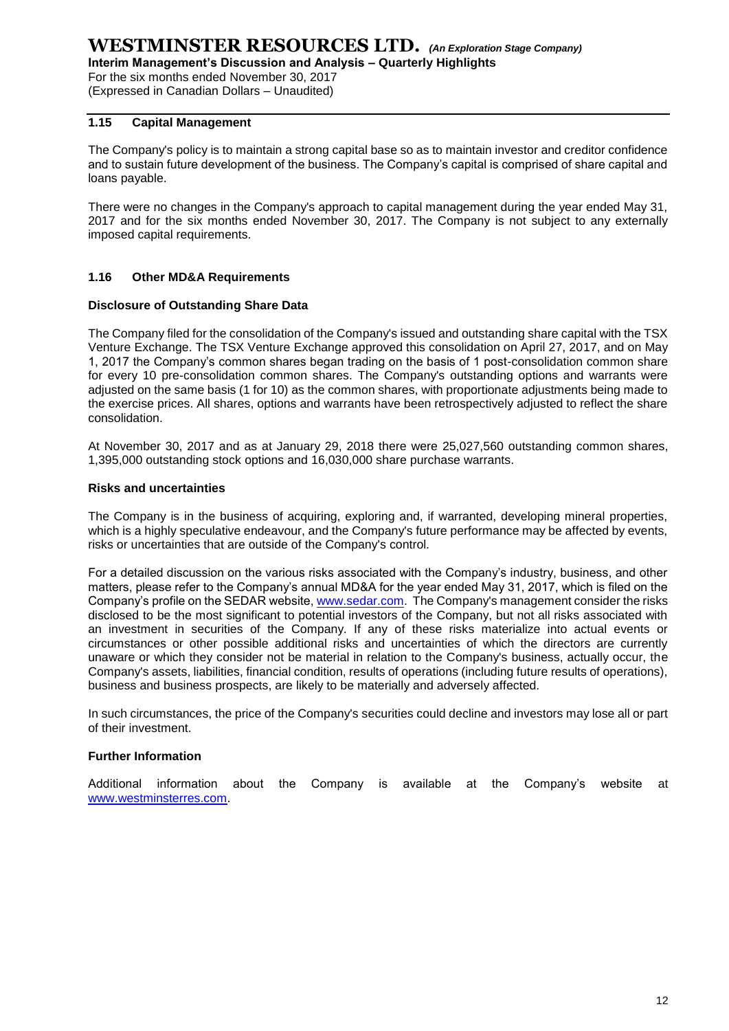### 1.15 Capital Management

The Company's policy is to maintain a strong capital base so as to maintain investor and creditor confidence and to sustain future development of the business. The Company's capital is comprised of share capital and loans payable.

There were no changes in the Company's approach to capital management during the year ended May 31, 2017 and for the six months ended November 30, 2017. The Company is not subject to any externally imposed capital requirements.

### 1.16 Other MD&A Requirements

**Disclosure of Outstanding Share Data**

The Company filed for the consolidation of the Company's issued and outstanding share capital with the TSX Venture Exchange. The TSX Venture Exchange approved this consolidation on April 27, 2017, and on May 1, 2017 the Company's common shares began trading on the basis of 1 post-consolidation common share for every 10 pre-consolidation common shares. The Company's outstanding options and warrants were adjusted on the same basis (1 for 10) as the common shares, with proportionate adjustments being made to the exercise prices. All shares, options and warrants have been retrospectively adjusted to reflect the share consolidation.

At November 30, 2017 and as at January 29, 2018 there were 25,027,560 outstanding common shares, 1,395,000 outstanding stock options and 16,030,000 share purchase warrants.

**Risks and uncertainties**

The Company is in the business of acquiring, exploring and, if warranted, developing mineral properties, which is a highly speculative endeavour, and the Company's future performance may be affected by events, risks or uncertainties that are outside of the Company's control.

For a detailed discussion on the various risks associated with the Company's industry, business, and other matters, please refer to the Company's annual MD&A for the year ended May 31, 2017, which is filed on the Company's profile on the SEDAR website, www.sedar.com. The Company's management consider the risks disclosed to be the most significant to potential investors of the Company, but not all risks associated with an investment in securities of the Company. If any of these risks materialize into actual events or circumstances or other possible additional risks and uncertainties of which the directors are currently unaware or which they consider not be material in relation to the Company's business, actually occur, the Company's assets, liabilities, financial condition, results of operations (including future results of operations), business and business prospects, are likely to be materially and adversely affected.

In such circumstances, the price of the Company's securities could decline and investors may lose all or part of their investment.

**Further Information**

Additional information about the Company is available at the Company's website at www.westminsterres.com.